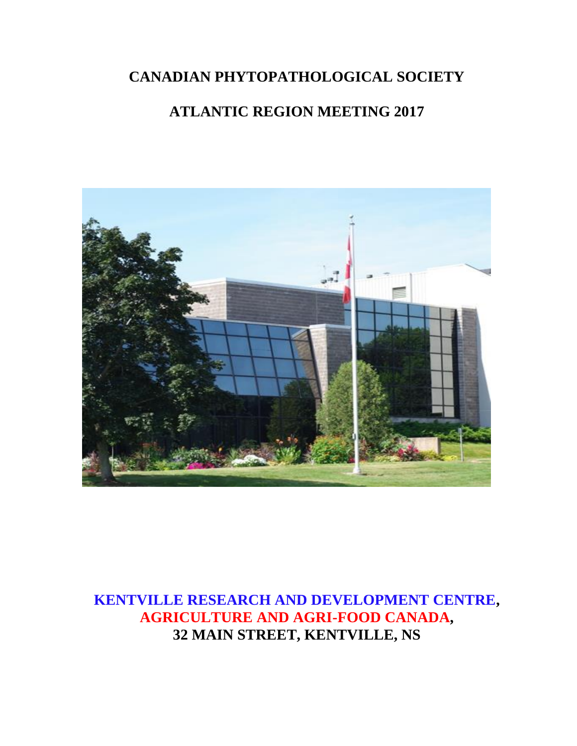# CANADIAN PHYTOPATHOLOGICAL SOCIETY

# ATLANTIC REGION MEETING 2017

**KENTVILLE RESEARCH AND DEVELOPMENT CENTRE,**
**AGRICULTURE AND AGRI-FOOD CANADA,**
**32 MAIN STREET, KENTVILLE, NS**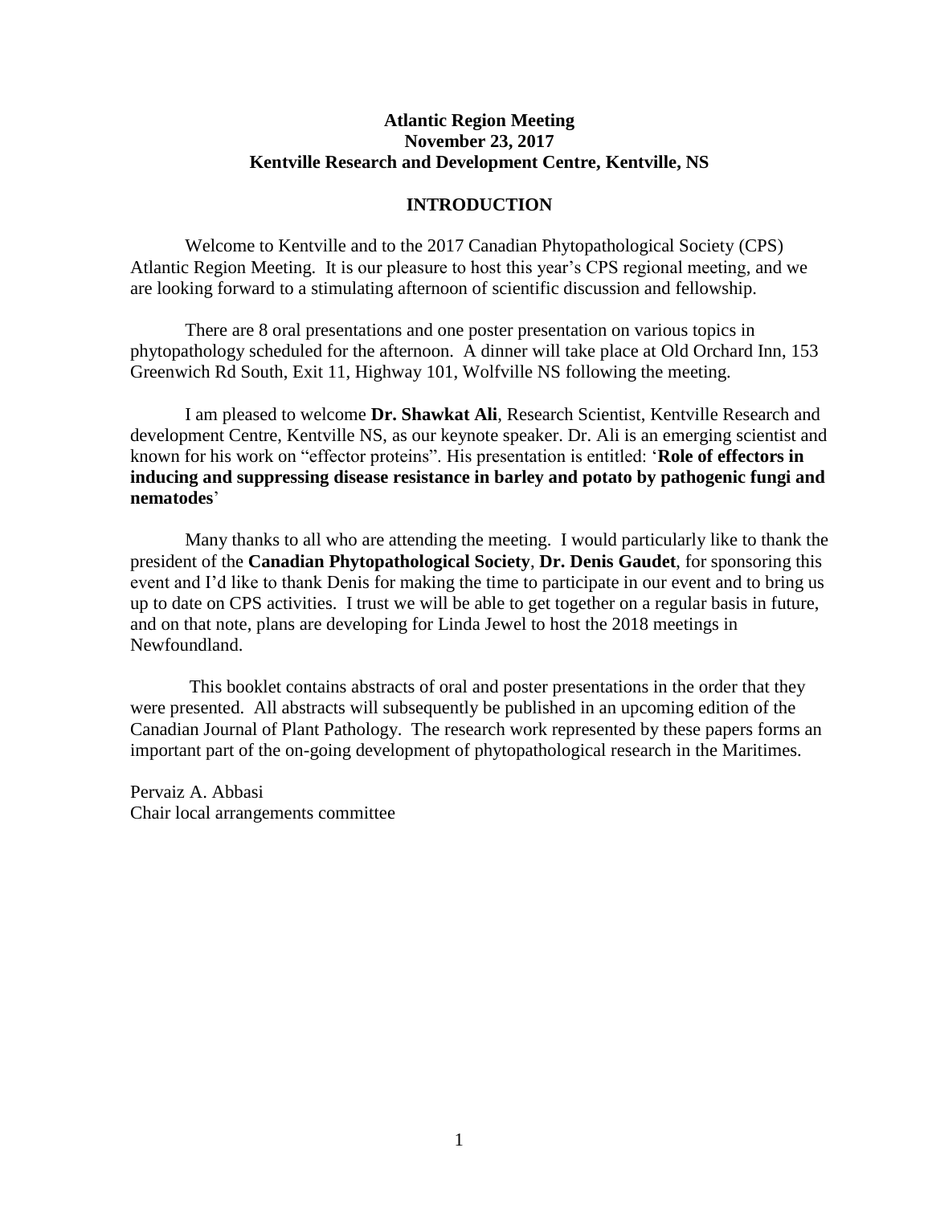**Atlantic Region Meeting**
**November 23, 2017**
**Kentville Research and Development Centre, Kentville, NS**

## INTRODUCTION

Welcome to Kentville and to the 2017 Canadian Phytopathological Society (CPS) Atlantic Region Meeting. It is our pleasure to host this year's CPS regional meeting, and we are looking forward to a stimulating afternoon of scientific discussion and fellowship.

There are 8 oral presentations and one poster presentation on various topics in phytopathology scheduled for the afternoon. A dinner will take place at Old Orchard Inn, 153 Greenwich Rd South, Exit 11, Highway 101, Wolfville NS following the meeting.

I am pleased to welcome **Dr. Shawkat Ali**, Research Scientist, Kentville Research and development Centre, Kentville NS, as our keynote speaker. Dr. Ali is an emerging scientist and known for his work on "effector proteins". His presentation is entitled: '**Role of effectors in inducing and suppressing disease resistance in barley and potato by pathogenic fungi and nematodes**'

Many thanks to all who are attending the meeting. I would particularly like to thank the president of the **Canadian Phytopathological Society**, **Dr. Denis Gaudet**, for sponsoring this event and I'd like to thank Denis for making the time to participate in our event and to bring us up to date on CPS activities. I trust we will be able to get together on a regular basis in future, and on that note, plans are developing for Linda Jewel to host the 2018 meetings in Newfoundland.

This booklet contains abstracts of oral and poster presentations in the order that they were presented. All abstracts will subsequently be published in an upcoming edition of the Canadian Journal of Plant Pathology. The research work represented by these papers forms an important part of the on-going development of phytopathological research in the Maritimes.

Pervaiz A. Abbasi
Chair local arrangements committee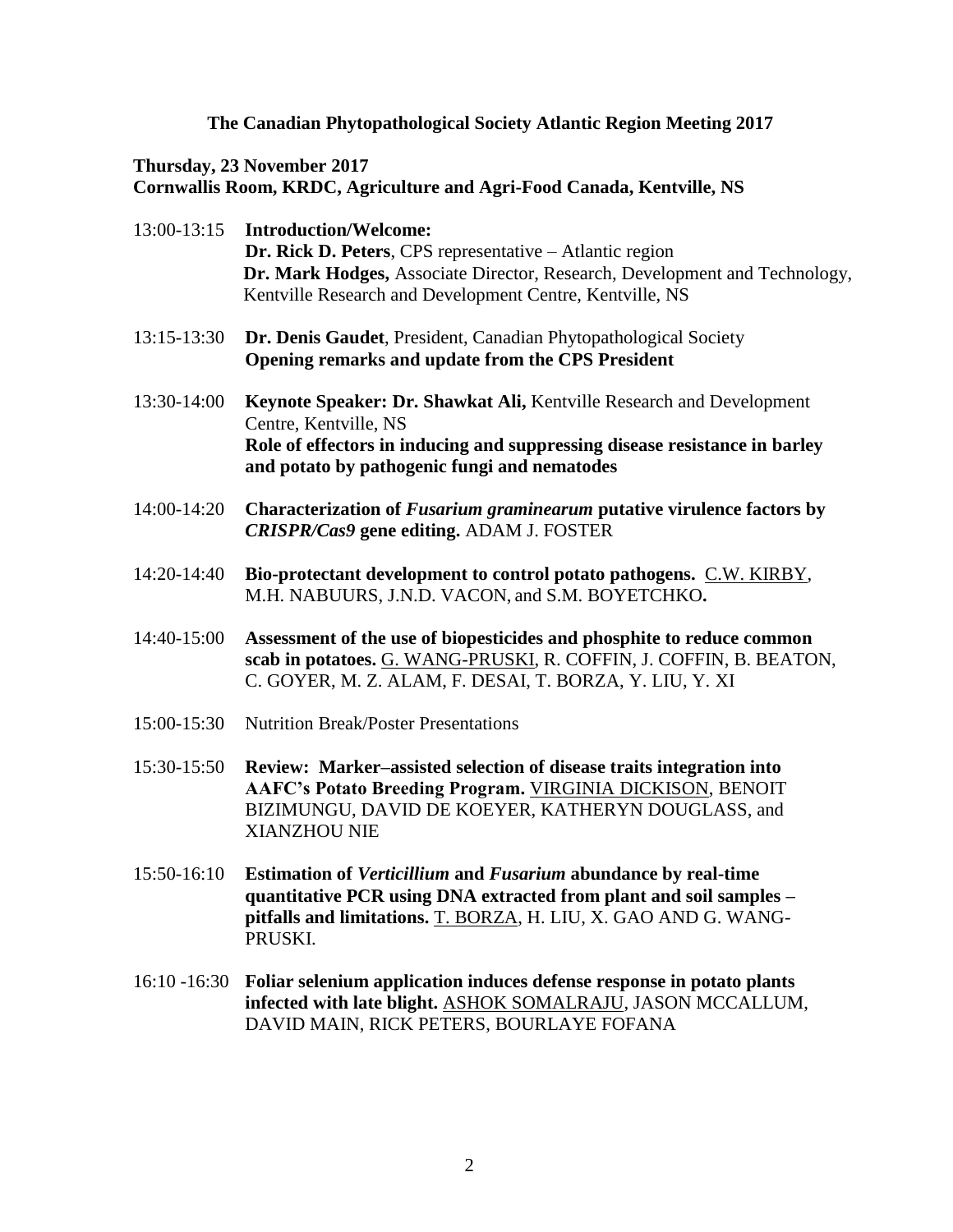**The Canadian Phytopathological Society Atlantic Region Meeting 2017**

**Thursday, 23 November 2017**
**Cornwallis Room, KRDC, Agriculture and Agri-Food Canada, Kentville, NS**

13:00-13:15 **Introduction/Welcome:**
**Dr. Rick D. Peters**, CPS representative – Atlantic region
**Dr. Mark Hodges,** Associate Director, Research, Development and Technology, Kentville Research and Development Centre, Kentville, NS

13:15-13:30 **Dr. Denis Gaudet**, President, Canadian Phytopathological Society
**Opening remarks and update from the CPS President**

13:30-14:00 **Keynote Speaker: Dr. Shawkat Ali,** Kentville Research and Development Centre, Kentville, NS
**Role of effectors in inducing and suppressing disease resistance in barley and potato by pathogenic fungi and nematodes**

14:00-14:20 **Characterization of *Fusarium graminearum* putative virulence factors by *CRISPR/Cas9* gene editing.** ADAM J. FOSTER

14:20-14:40 **Bio-protectant development to control potato pathogens.** C.W. KIRBY, M.H. NABUURS, J.N.D. VACON, and S.M. BOYETCHKO**.**

14:40-15:00 **Assessment of the use of biopesticides and phosphite to reduce common scab in potatoes.** G. WANG-PRUSKI, R. COFFIN, J. COFFIN, B. BEATON, C. GOYER, M. Z. ALAM, F. DESAI, T. BORZA, Y. LIU, Y. XI

15:00-15:30 Nutrition Break/Poster Presentations

15:30-15:50 **Review: Marker–assisted selection of disease traits integration into AAFC's Potato Breeding Program.** VIRGINIA DICKISON, BENOIT BIZIMUNGU, DAVID DE KOEYER, KATHERYN DOUGLASS, and XIANZHOU NIE

15:50-16:10 **Estimation of *Verticillium* and *Fusarium* abundance by real-time quantitative PCR using DNA extracted from plant and soil samples – pitfalls and limitations.** T. BORZA, H. LIU, X. GAO AND G. WANG-PRUSKI.

16:10 -16:30 **Foliar selenium application induces defense response in potato plants infected with late blight.** ASHOK SOMALRAJU, JASON MCCALLUM, DAVID MAIN, RICK PETERS, BOURLAYE FOFANA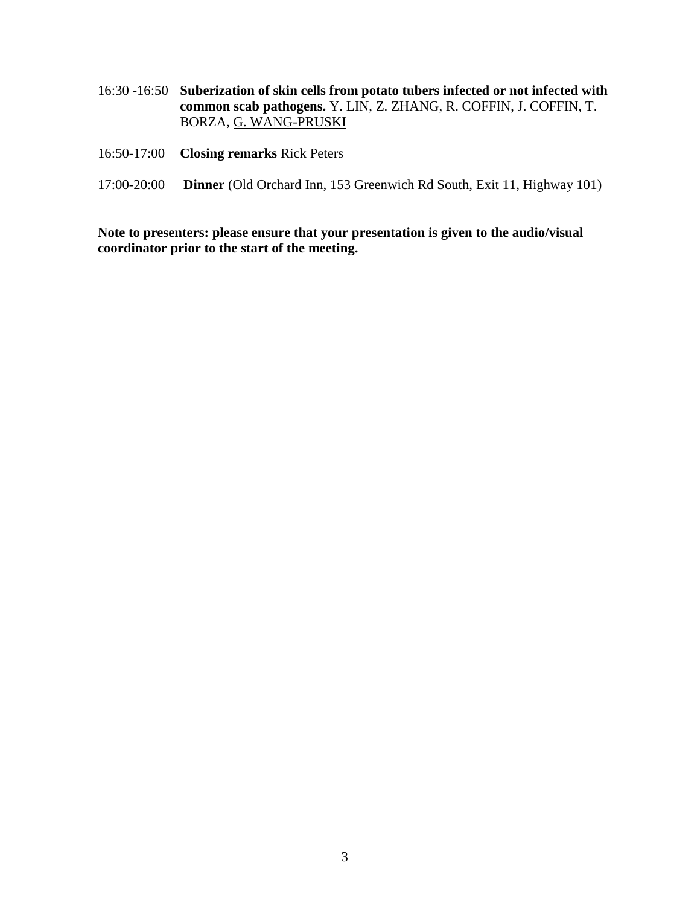16:30 -16:50 **Suberization of skin cells from potato tubers infected or not infected with common scab pathogens.** Y. LIN, Z. ZHANG, R. COFFIN, J. COFFIN, T. BORZA, G. WANG-PRUSKI

16:50-17:00 **Closing remarks** Rick Peters

17:00-20:00 **Dinner** (Old Orchard Inn, 153 Greenwich Rd South, Exit 11, Highway 101)

**Note to presenters: please ensure that your presentation is given to the audio/visual coordinator prior to the start of the meeting.**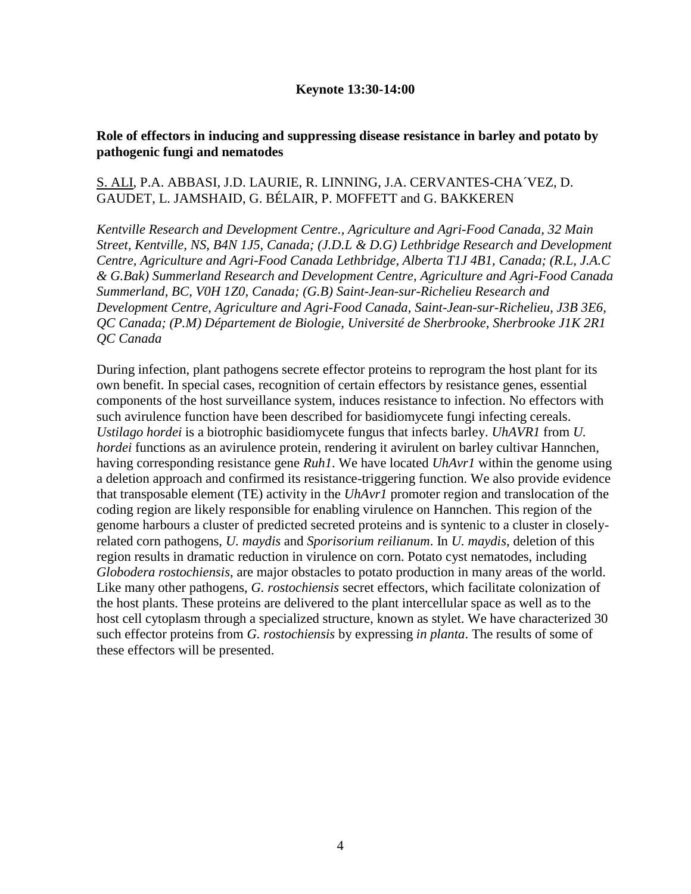**Keynote 13:30-14:00**

**Role of effectors in inducing and suppressing disease resistance in barley and potato by pathogenic fungi and nematodes**

<u>S. ALI</u>, P.A. ABBASI, J.D. LAURIE, R. LINNING, J.A. CERVANTES-CHA´VEZ, D. GAUDET, L. JAMSHAID, G. BÉLAIR, P. MOFFETT and G. BAKKEREN

*Kentville Research and Development Centre., Agriculture and Agri-Food Canada, 32 Main Street, Kentville, NS, B4N 1J5, Canada; (J.D.L & D.G) Lethbridge Research and Development Centre, Agriculture and Agri-Food Canada Lethbridge, Alberta T1J 4B1, Canada; (R.L, J.A.C & G.Bak) Summerland Research and Development Centre, Agriculture and Agri-Food Canada Summerland, BC, V0H 1Z0, Canada; (G.B) Saint-Jean-sur-Richelieu Research and Development Centre, Agriculture and Agri-Food Canada, Saint-Jean-sur-Richelieu, J3B 3E6, QC Canada; (P.M) Département de Biologie, Université de Sherbrooke, Sherbrooke J1K 2R1 QC Canada*

During infection, plant pathogens secrete effector proteins to reprogram the host plant for its own benefit. In special cases, recognition of certain effectors by resistance genes, essential components of the host surveillance system, induces resistance to infection. No effectors with such avirulence function have been described for basidiomycete fungi infecting cereals. *Ustilago hordei* is a biotrophic basidiomycete fungus that infects barley. *UhAVR1* from *U. hordei* functions as an avirulence protein, rendering it avirulent on barley cultivar Hannchen, having corresponding resistance gene *Ruh1*. We have located *UhAvr1* within the genome using a deletion approach and confirmed its resistance-triggering function. We also provide evidence that transposable element (TE) activity in the *UhAvr1* promoter region and translocation of the coding region are likely responsible for enabling virulence on Hannchen. This region of the genome harbours a cluster of predicted secreted proteins and is syntenic to a cluster in closely-related corn pathogens, *U. maydis* and *Sporisorium reilianum*. In *U. maydis*, deletion of this region results in dramatic reduction in virulence on corn. Potato cyst nematodes, including *Globodera rostochiensis*, are major obstacles to potato production in many areas of the world. Like many other pathogens, *G. rostochiensis* secret effectors, which facilitate colonization of the host plants. These proteins are delivered to the plant intercellular space as well as to the host cell cytoplasm through a specialized structure, known as stylet. We have characterized 30 such effector proteins from *G. rostochiensis* by expressing *in planta*. The results of some of these effectors will be presented.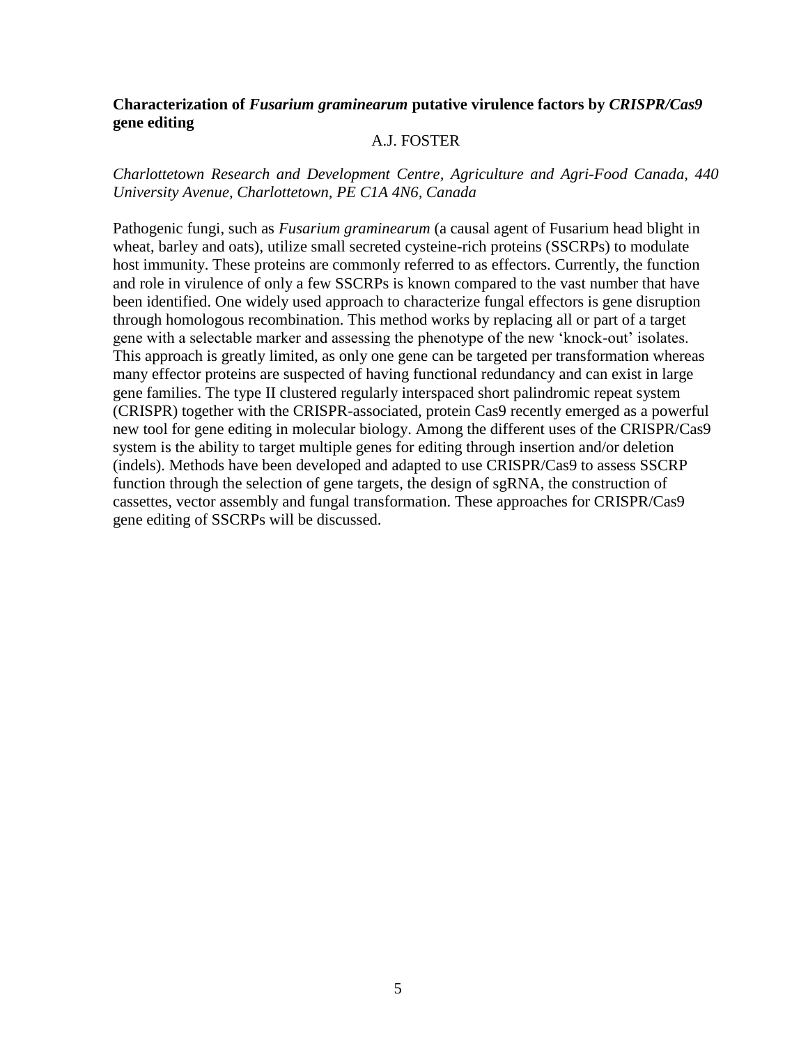## Characterization of *Fusarium graminearum* putative virulence factors by *CRISPR/Cas9* gene editing

A.J. FOSTER

*Charlottetown Research and Development Centre, Agriculture and Agri-Food Canada, 440 University Avenue, Charlottetown, PE C1A 4N6, Canada*

Pathogenic fungi, such as *Fusarium graminearum* (a causal agent of Fusarium head blight in wheat, barley and oats), utilize small secreted cysteine-rich proteins (SSCRPs) to modulate host immunity. These proteins are commonly referred to as effectors. Currently, the function and role in virulence of only a few SSCRPs is known compared to the vast number that have been identified. One widely used approach to characterize fungal effectors is gene disruption through homologous recombination. This method works by replacing all or part of a target gene with a selectable marker and assessing the phenotype of the new 'knock-out' isolates. This approach is greatly limited, as only one gene can be targeted per transformation whereas many effector proteins are suspected of having functional redundancy and can exist in large gene families. The type II clustered regularly interspaced short palindromic repeat system (CRISPR) together with the CRISPR-associated, protein Cas9 recently emerged as a powerful new tool for gene editing in molecular biology. Among the different uses of the CRISPR/Cas9 system is the ability to target multiple genes for editing through insertion and/or deletion (indels). Methods have been developed and adapted to use CRISPR/Cas9 to assess SSCRP function through the selection of gene targets, the design of sgRNA, the construction of cassettes, vector assembly and fungal transformation. These approaches for CRISPR/Cas9 gene editing of SSCRPs will be discussed.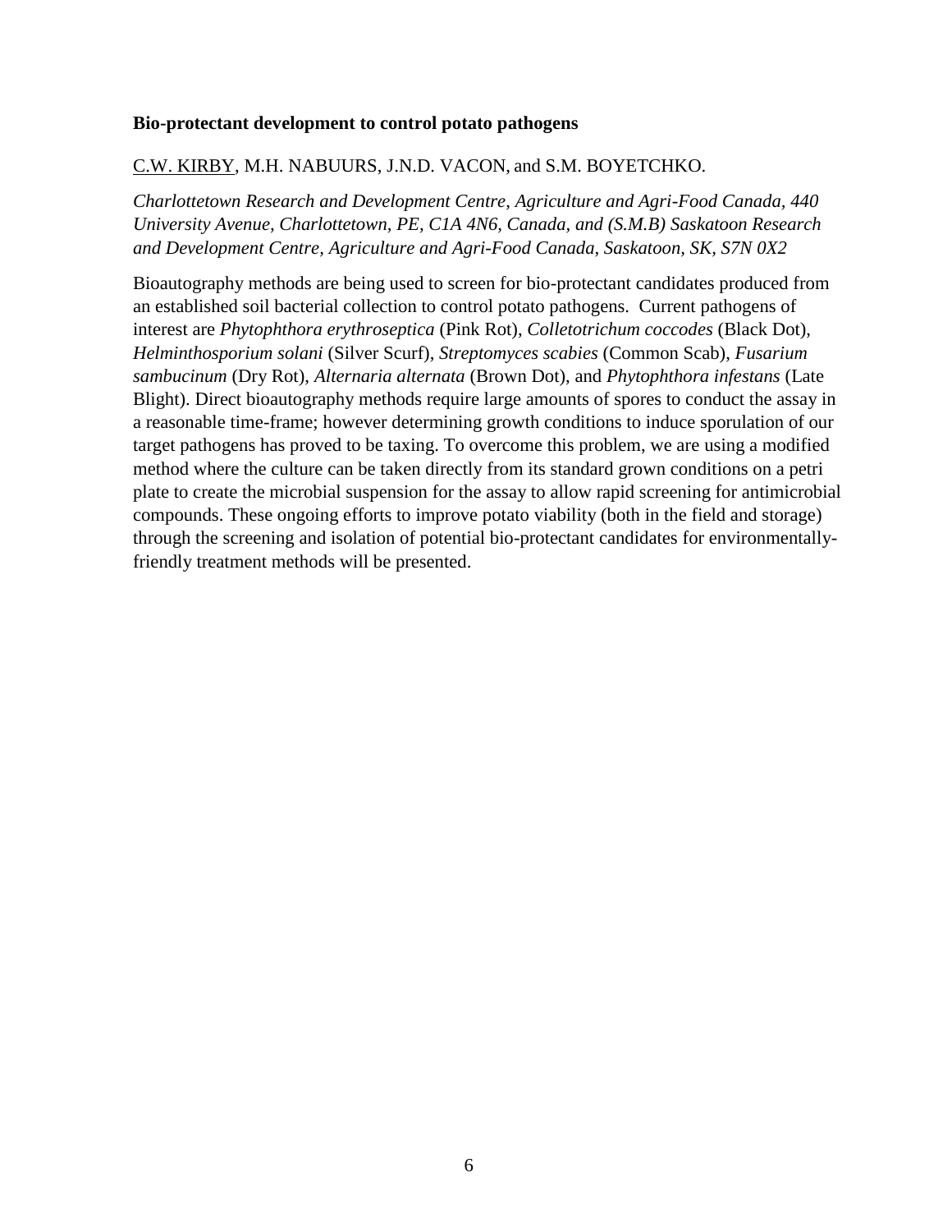**Bio-protectant development to control potato pathogens**

C.W. KIRBY, M.H. NABUURS, J.N.D. VACON, and S.M. BOYETCHKO.

*Charlottetown Research and Development Centre, Agriculture and Agri-Food Canada, 440 University Avenue, Charlottetown, PE, C1A 4N6, Canada, and (S.M.B) Saskatoon Research and Development Centre, Agriculture and Agri-Food Canada, Saskatoon, SK, S7N 0X2*

Bioautography methods are being used to screen for bio-protectant candidates produced from an established soil bacterial collection to control potato pathogens. Current pathogens of interest are *Phytophthora erythroseptica* (Pink Rot), *Colletotrichum coccodes* (Black Dot), *Helminthosporium solani* (Silver Scurf), *Streptomyces scabies* (Common Scab), *Fusarium sambucinum* (Dry Rot), *Alternaria alternata* (Brown Dot), and *Phytophthora infestans* (Late Blight). Direct bioautography methods require large amounts of spores to conduct the assay in a reasonable time-frame; however determining growth conditions to induce sporulation of our target pathogens has proved to be taxing. To overcome this problem, we are using a modified method where the culture can be taken directly from its standard grown conditions on a petri plate to create the microbial suspension for the assay to allow rapid screening for antimicrobial compounds. These ongoing efforts to improve potato viability (both in the field and storage) through the screening and isolation of potential bio-protectant candidates for environmentally-friendly treatment methods will be presented.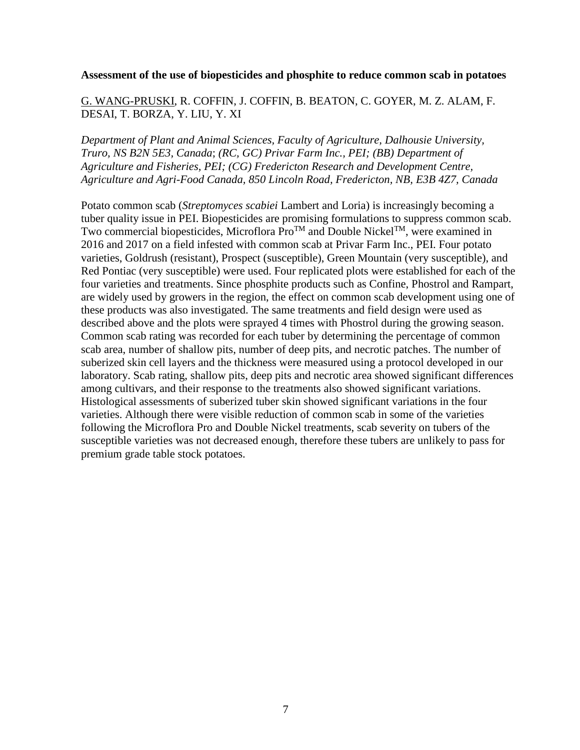**Assessment of the use of biopesticides and phosphite to reduce common scab in potatoes**

G. WANG-PRUSKI, R. COFFIN, J. COFFIN, B. BEATON, C. GOYER, M. Z. ALAM, F. DESAI, T. BORZA, Y. LIU, Y. XI

*Department of Plant and Animal Sciences, Faculty of Agriculture, Dalhousie University, Truro, NS B2N 5E3, Canada*; *(RC, GC) Privar Farm Inc., PEI; (BB) Department of Agriculture and Fisheries, PEI; (CG) Fredericton Research and Development Centre, Agriculture and Agri-Food Canada, 850 Lincoln Road, Fredericton, NB, E3B 4Z7, Canada*

Potato common scab (*Streptomyces scabiei* Lambert and Loria) is increasingly becoming a tuber quality issue in PEI. Biopesticides are promising formulations to suppress common scab. Two commercial biopesticides, Microflora Pro™ and Double Nickel™, were examined in 2016 and 2017 on a field infested with common scab at Privar Farm Inc., PEI. Four potato varieties, Goldrush (resistant), Prospect (susceptible), Green Mountain (very susceptible), and Red Pontiac (very susceptible) were used. Four replicated plots were established for each of the four varieties and treatments. Since phosphite products such as Confine, Phostrol and Rampart, are widely used by growers in the region, the effect on common scab development using one of these products was also investigated. The same treatments and field design were used as described above and the plots were sprayed 4 times with Phostrol during the growing season. Common scab rating was recorded for each tuber by determining the percentage of common scab area, number of shallow pits, number of deep pits, and necrotic patches. The number of suberized skin cell layers and the thickness were measured using a protocol developed in our laboratory. Scab rating, shallow pits, deep pits and necrotic area showed significant differences among cultivars, and their response to the treatments also showed significant variations. Histological assessments of suberized tuber skin showed significant variations in the four varieties. Although there were visible reduction of common scab in some of the varieties following the Microflora Pro and Double Nickel treatments, scab severity on tubers of the susceptible varieties was not decreased enough, therefore these tubers are unlikely to pass for premium grade table stock potatoes.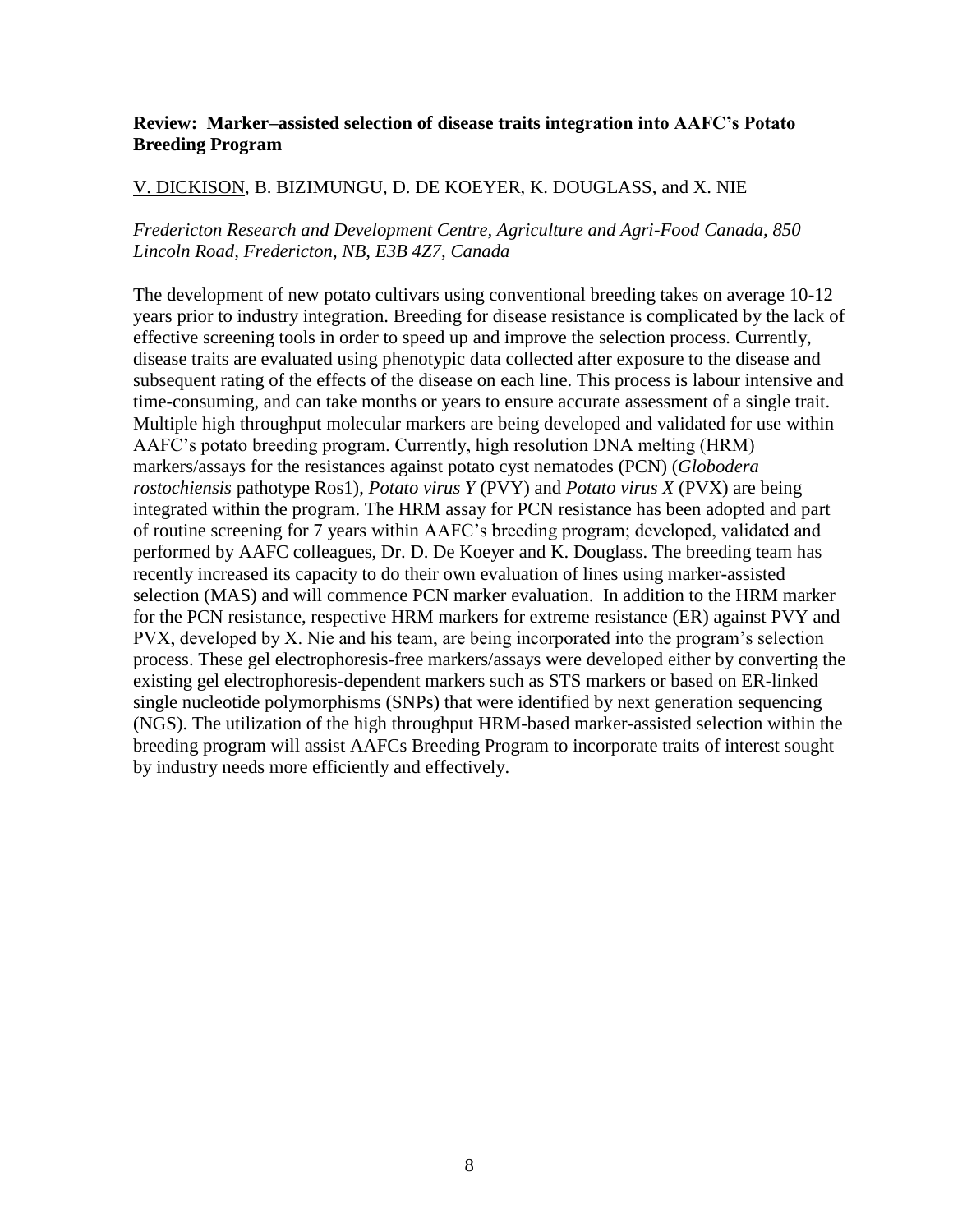**Review: Marker–assisted selection of disease traits integration into AAFC's Potato Breeding Program**

V. DICKISON, B. BIZIMUNGU, D. DE KOEYER, K. DOUGLASS, and X. NIE

*Fredericton Research and Development Centre, Agriculture and Agri-Food Canada, 850 Lincoln Road, Fredericton, NB, E3B 4Z7, Canada*

The development of new potato cultivars using conventional breeding takes on average 10-12 years prior to industry integration. Breeding for disease resistance is complicated by the lack of effective screening tools in order to speed up and improve the selection process. Currently, disease traits are evaluated using phenotypic data collected after exposure to the disease and subsequent rating of the effects of the disease on each line. This process is labour intensive and time-consuming, and can take months or years to ensure accurate assessment of a single trait. Multiple high throughput molecular markers are being developed and validated for use within AAFC's potato breeding program. Currently, high resolution DNA melting (HRM) markers/assays for the resistances against potato cyst nematodes (PCN) (*Globodera rostochiensis* pathotype Ros1), *Potato virus Y* (PVY) and *Potato virus X* (PVX) are being integrated within the program. The HRM assay for PCN resistance has been adopted and part of routine screening for 7 years within AAFC's breeding program; developed, validated and performed by AAFC colleagues, Dr. D. De Koeyer and K. Douglass. The breeding team has recently increased its capacity to do their own evaluation of lines using marker-assisted selection (MAS) and will commence PCN marker evaluation. In addition to the HRM marker for the PCN resistance, respective HRM markers for extreme resistance (ER) against PVY and PVX, developed by X. Nie and his team, are being incorporated into the program's selection process. These gel electrophoresis-free markers/assays were developed either by converting the existing gel electrophoresis-dependent markers such as STS markers or based on ER-linked single nucleotide polymorphisms (SNPs) that were identified by next generation sequencing (NGS). The utilization of the high throughput HRM-based marker-assisted selection within the breeding program will assist AAFCs Breeding Program to incorporate traits of interest sought by industry needs more efficiently and effectively.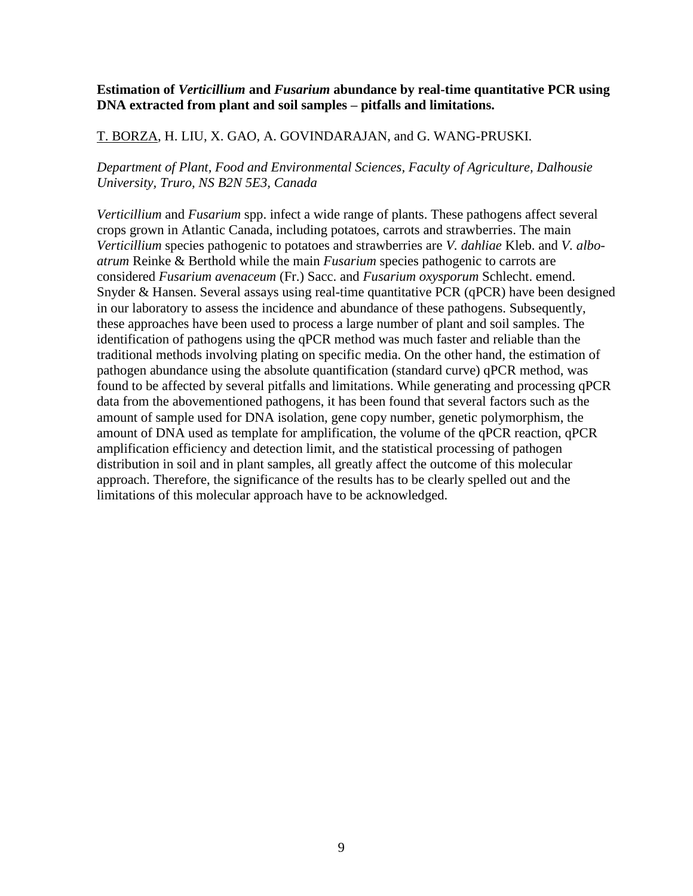**Estimation of *Verticillium* and *Fusarium* abundance by real-time quantitative PCR using DNA extracted from plant and soil samples – pitfalls and limitations.**

<u>T. BORZA</u>, H. LIU, X. GAO, A. GOVINDARAJAN, and G. WANG-PRUSKI.

*Department of Plant, Food and Environmental Sciences, Faculty of Agriculture, Dalhousie University, Truro, NS B2N 5E3, Canada*

*Verticillium* and *Fusarium* spp. infect a wide range of plants. These pathogens affect several crops grown in Atlantic Canada, including potatoes, carrots and strawberries. The main *Verticillium* species pathogenic to potatoes and strawberries are *V. dahliae* Kleb. and *V. albo-atrum* Reinke & Berthold while the main *Fusarium* species pathogenic to carrots are considered *Fusarium avenaceum* (Fr.) Sacc. and *Fusarium oxysporum* Schlecht. emend. Snyder & Hansen. Several assays using real-time quantitative PCR (qPCR) have been designed in our laboratory to assess the incidence and abundance of these pathogens. Subsequently, these approaches have been used to process a large number of plant and soil samples. The identification of pathogens using the qPCR method was much faster and reliable than the traditional methods involving plating on specific media. On the other hand, the estimation of pathogen abundance using the absolute quantification (standard curve) qPCR method, was found to be affected by several pitfalls and limitations. While generating and processing qPCR data from the abovementioned pathogens, it has been found that several factors such as the amount of sample used for DNA isolation, gene copy number, genetic polymorphism, the amount of DNA used as template for amplification, the volume of the qPCR reaction, qPCR amplification efficiency and detection limit, and the statistical processing of pathogen distribution in soil and in plant samples, all greatly affect the outcome of this molecular approach. Therefore, the significance of the results has to be clearly spelled out and the limitations of this molecular approach have to be acknowledged.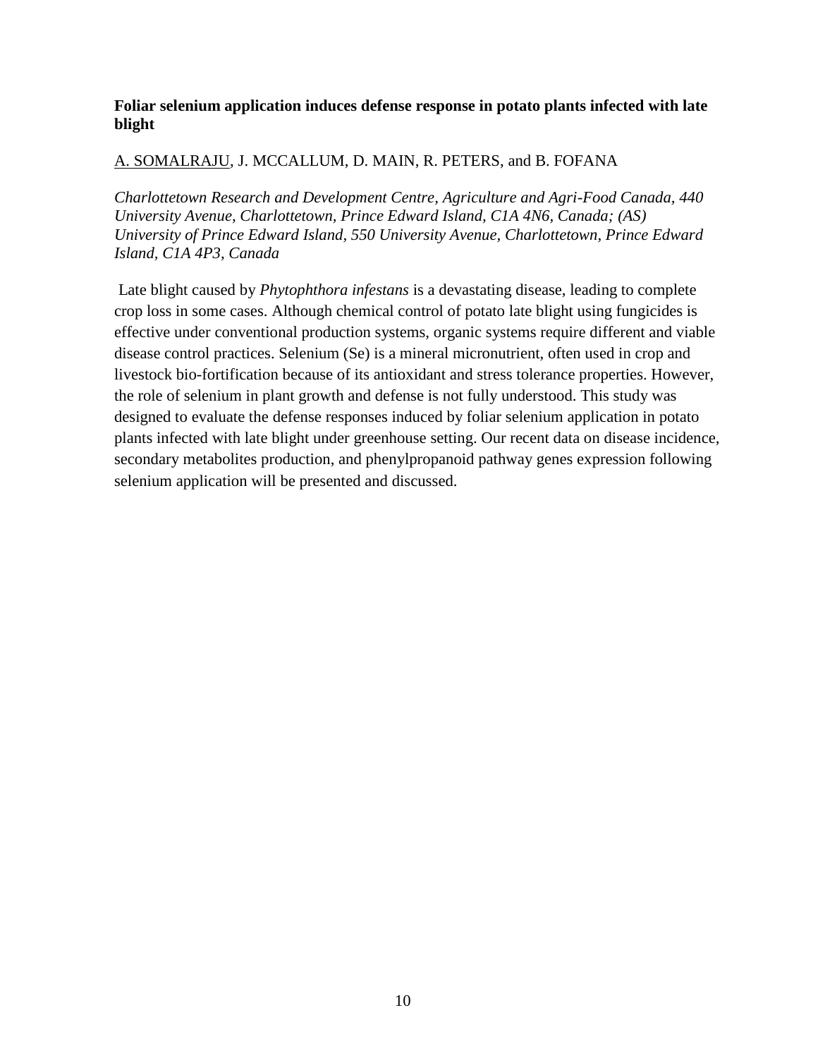**Foliar selenium application induces defense response in potato plants infected with late blight**

<u>A. SOMALRAJU</u>, J. MCCALLUM, D. MAIN, R. PETERS, and B. FOFANA

*Charlottetown Research and Development Centre, Agriculture and Agri-Food Canada, 440 University Avenue, Charlottetown, Prince Edward Island, C1A 4N6, Canada; (AS) University of Prince Edward Island, 550 University Avenue, Charlottetown, Prince Edward Island, C1A 4P3, Canada*

Late blight caused by *Phytophthora infestans* is a devastating disease, leading to complete crop loss in some cases. Although chemical control of potato late blight using fungicides is effective under conventional production systems, organic systems require different and viable disease control practices. Selenium (Se) is a mineral micronutrient, often used in crop and livestock bio-fortification because of its antioxidant and stress tolerance properties. However, the role of selenium in plant growth and defense is not fully understood. This study was designed to evaluate the defense responses induced by foliar selenium application in potato plants infected with late blight under greenhouse setting. Our recent data on disease incidence, secondary metabolites production, and phenylpropanoid pathway genes expression following selenium application will be presented and discussed.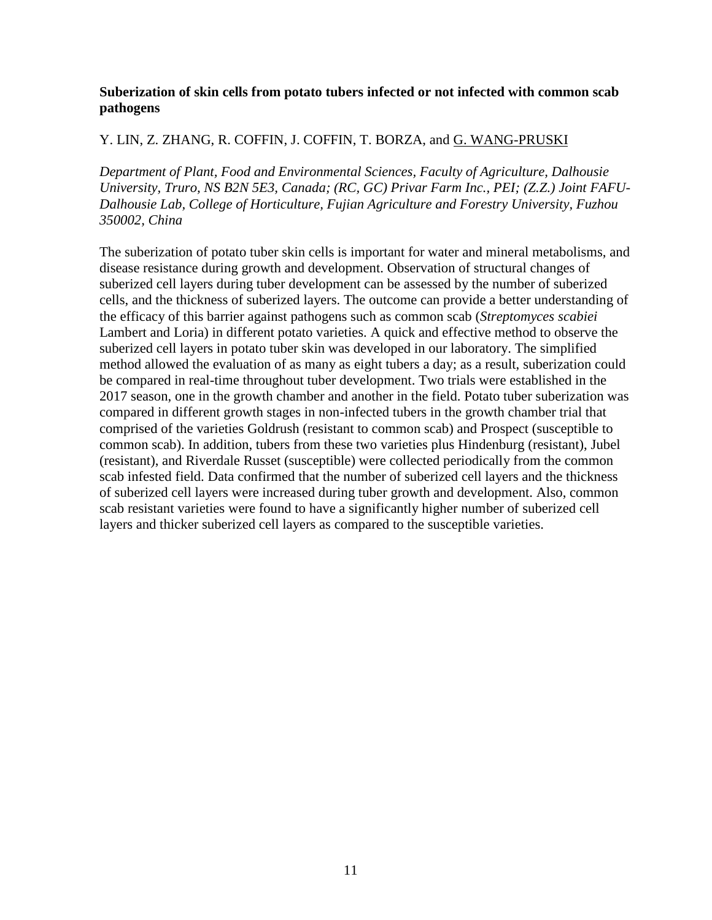**Suberization of skin cells from potato tubers infected or not infected with common scab pathogens**

Y. LIN, Z. ZHANG, R. COFFIN, J. COFFIN, T. BORZA, and G. WANG-PRUSKI

*Department of Plant, Food and Environmental Sciences, Faculty of Agriculture, Dalhousie University, Truro, NS B2N 5E3, Canada; (RC, GC) Privar Farm Inc., PEI; (Z.Z.) Joint FAFU-Dalhousie Lab, College of Horticulture, Fujian Agriculture and Forestry University, Fuzhou 350002, China*

The suberization of potato tuber skin cells is important for water and mineral metabolisms, and disease resistance during growth and development. Observation of structural changes of suberized cell layers during tuber development can be assessed by the number of suberized cells, and the thickness of suberized layers. The outcome can provide a better understanding of the efficacy of this barrier against pathogens such as common scab (*Streptomyces scabiei* Lambert and Loria) in different potato varieties. A quick and effective method to observe the suberized cell layers in potato tuber skin was developed in our laboratory. The simplified method allowed the evaluation of as many as eight tubers a day; as a result, suberization could be compared in real-time throughout tuber development. Two trials were established in the 2017 season, one in the growth chamber and another in the field. Potato tuber suberization was compared in different growth stages in non-infected tubers in the growth chamber trial that comprised of the varieties Goldrush (resistant to common scab) and Prospect (susceptible to common scab). In addition, tubers from these two varieties plus Hindenburg (resistant), Jubel (resistant), and Riverdale Russet (susceptible) were collected periodically from the common scab infested field. Data confirmed that the number of suberized cell layers and the thickness of suberized cell layers were increased during tuber growth and development. Also, common scab resistant varieties were found to have a significantly higher number of suberized cell layers and thicker suberized cell layers as compared to the susceptible varieties.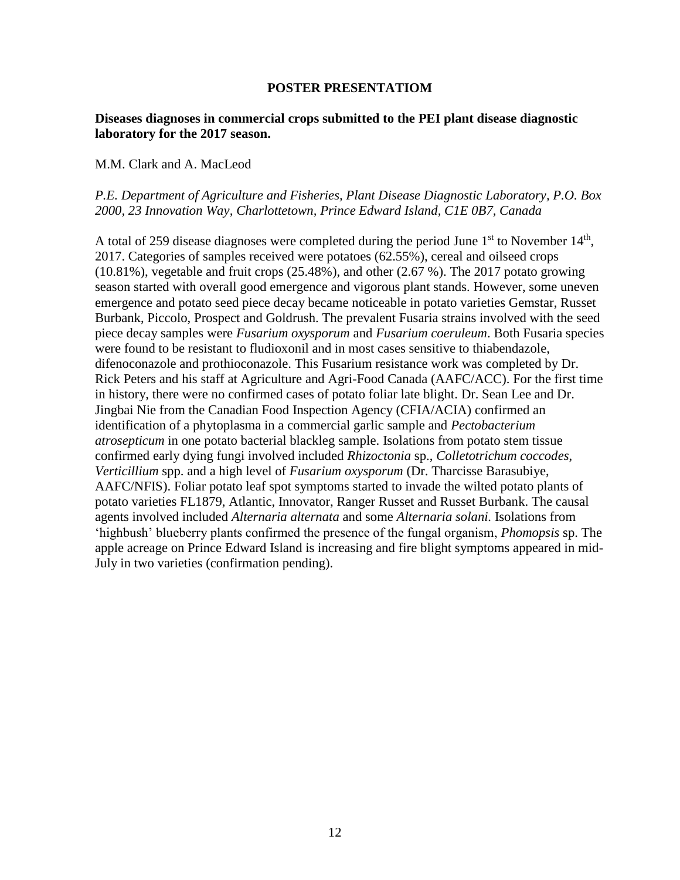**POSTER PRESENTATIOM**

**Diseases diagnoses in commercial crops submitted to the PEI plant disease diagnostic laboratory for the 2017 season.**

M.M. Clark and A. MacLeod

*P.E. Department of Agriculture and Fisheries, Plant Disease Diagnostic Laboratory, P.O. Box 2000, 23 Innovation Way, Charlottetown, Prince Edward Island, C1E 0B7, Canada*

A total of 259 disease diagnoses were completed during the period June 1st to November 14th, 2017. Categories of samples received were potatoes (62.55%), cereal and oilseed crops (10.81%), vegetable and fruit crops (25.48%), and other (2.67 %). The 2017 potato growing season started with overall good emergence and vigorous plant stands. However, some uneven emergence and potato seed piece decay became noticeable in potato varieties Gemstar, Russet Burbank, Piccolo, Prospect and Goldrush. The prevalent Fusaria strains involved with the seed piece decay samples were *Fusarium oxysporum* and *Fusarium coeruleum*. Both Fusaria species were found to be resistant to fludioxonil and in most cases sensitive to thiabendazole, difenoconazole and prothioconazole. This Fusarium resistance work was completed by Dr. Rick Peters and his staff at Agriculture and Agri-Food Canada (AAFC/ACC). For the first time in history, there were no confirmed cases of potato foliar late blight. Dr. Sean Lee and Dr. Jingbai Nie from the Canadian Food Inspection Agency (CFIA/ACIA) confirmed an identification of a phytoplasma in a commercial garlic sample and *Pectobacterium atrosepticum* in one potato bacterial blackleg sample. Isolations from potato stem tissue confirmed early dying fungi involved included *Rhizoctonia* sp., *Colletotrichum coccodes, Verticillium* spp. and a high level of *Fusarium oxysporum* (Dr. Tharcisse Barasubiye, AAFC/NFIS). Foliar potato leaf spot symptoms started to invade the wilted potato plants of potato varieties FL1879, Atlantic, Innovator, Ranger Russet and Russet Burbank. The causal agents involved included *Alternaria alternata* and some *Alternaria solani.* Isolations from 'highbush' blueberry plants confirmed the presence of the fungal organism, *Phomopsis* sp. The apple acreage on Prince Edward Island is increasing and fire blight symptoms appeared in mid-July in two varieties (confirmation pending).